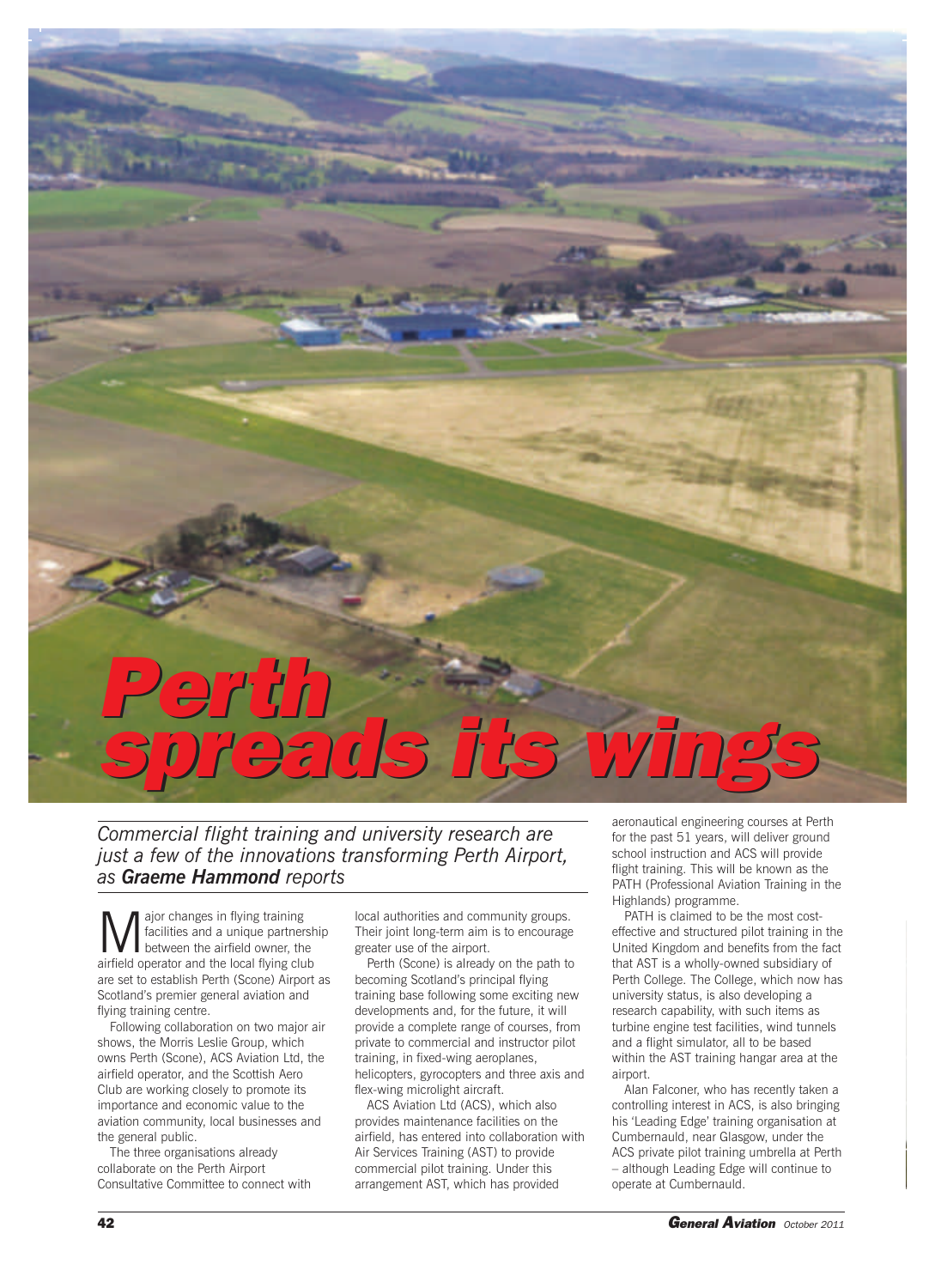# Perth spreads its wings

*Commercial flight training and university research are just a few of the innovations transforming Perth Airport, as* ***Graeme Hammond*** *reports*

Major changes in flying training facilities and a unique partnership between the airfield owner, the airfield operator and the local flying club are set to establish Perth (Scone) Airport as Scotland's premier general aviation and flying training centre.

Following collaboration on two major air shows, the Morris Leslie Group, which owns Perth (Scone), ACS Aviation Ltd, the airfield operator, and the Scottish Aero Club are working closely to promote its importance and economic value to the aviation community, local businesses and the general public.

The three organisations already collaborate on the Perth Airport Consultative Committee to connect with local authorities and community groups. Their joint long-term aim is to encourage greater use of the airport.

Perth (Scone) is already on the path to becoming Scotland's principal flying training base following some exciting new developments and, for the future, it will provide a complete range of courses, from private to commercial and instructor pilot training, in fixed-wing aeroplanes, helicopters, gyrocopters and three axis and flex-wing microlight aircraft.

ACS Aviation Ltd (ACS), which also provides maintenance facilities on the airfield, has entered into collaboration with Air Services Training (AST) to provide commercial pilot training. Under this arrangement AST, which has provided aeronautical engineering courses at Perth for the past 51 years, will deliver ground school instruction and ACS will provide flight training. This will be known as the PATH (Professional Aviation Training in the Highlands) programme.

PATH is claimed to be the most cost-effective and structured pilot training in the United Kingdom and benefits from the fact that AST is a wholly-owned subsidiary of Perth College. The College, which now has university status, is also developing a research capability, with such items as turbine engine test facilities, wind tunnels and a flight simulator, all to be based within the AST training hangar area at the airport.

Alan Falconer, who has recently taken a controlling interest in ACS, is also bringing his 'Leading Edge' training organisation at Cumbernauld, near Glasgow, under the ACS private pilot training umbrella at Perth – although Leading Edge will continue to operate at Cumbernauld.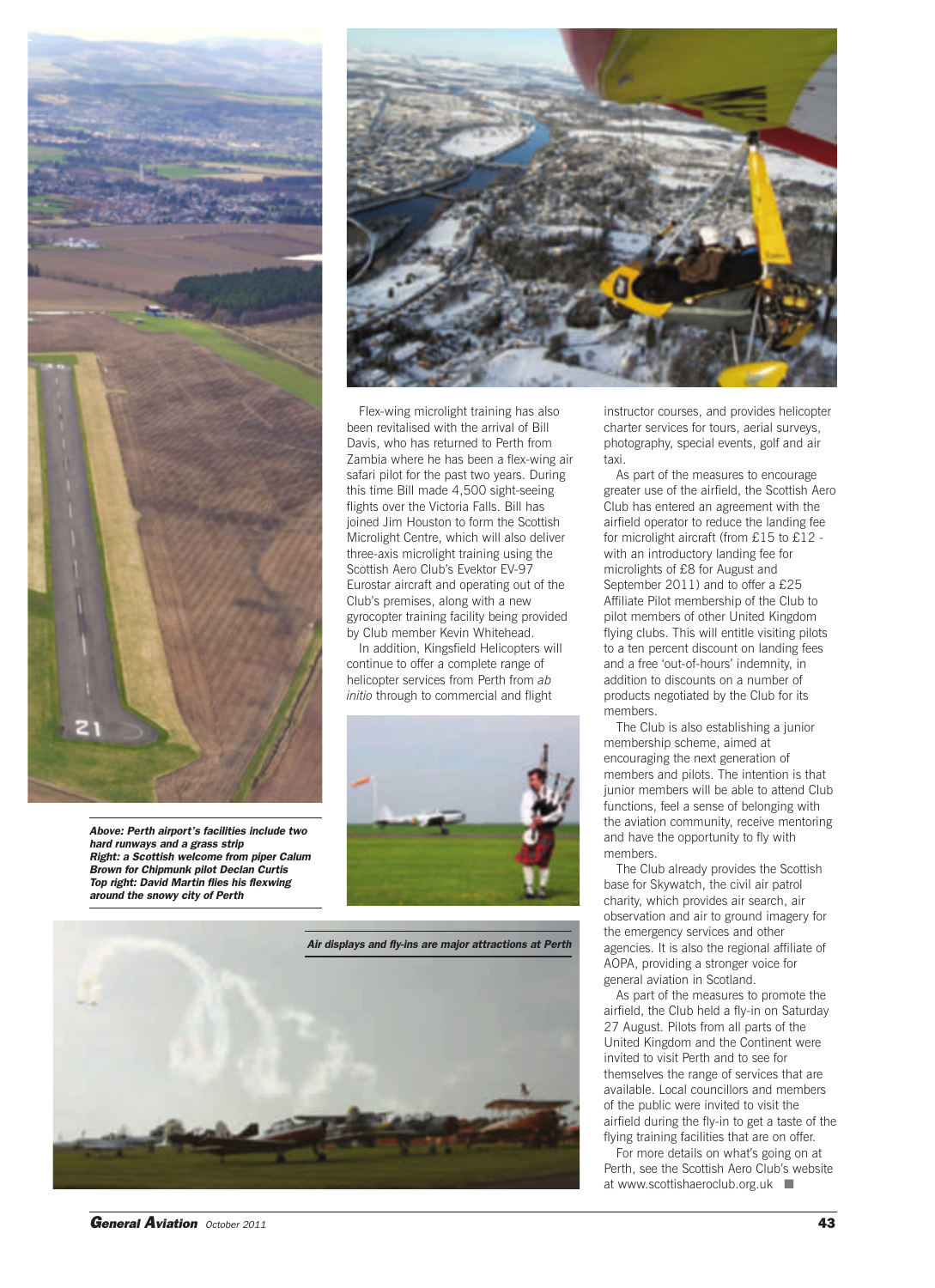*Above: Perth airport's facilities include two hard runways and a grass strip*
*Right: a Scottish welcome from piper Calum Brown for Chipmunk pilot Declan Curtis*
*Top right: David Martin flies his flexwing around the snowy city of Perth*

*Air displays and fly-ins are major attractions at Perth*

Flex-wing microlight training has also been revitalised with the arrival of Bill Davis, who has returned to Perth from Zambia where he has been a flex-wing air safari pilot for the past two years. During this time Bill made 4,500 sight-seeing flights over the Victoria Falls. Bill has joined Jim Houston to form the Scottish Microlight Centre, which will also deliver three-axis microlight training using the Scottish Aero Club's Evektor EV-97 Eurostar aircraft and operating out of the Club's premises, along with a new gyrocopter training facility being provided by Club member Kevin Whitehead.

In addition, Kingsfield Helicopters will continue to offer a complete range of helicopter services from Perth from *ab initio* through to commercial and flight instructor courses, and provides helicopter charter services for tours, aerial surveys, photography, special events, golf and air taxi.

As part of the measures to encourage greater use of the airfield, the Scottish Aero Club has entered an agreement with the airfield operator to reduce the landing fee for microlight aircraft (from £15 to £12 - with an introductory landing fee for microlights of £8 for August and September 2011) and to offer a £25 Affiliate Pilot membership of the Club to pilot members of other United Kingdom flying clubs. This will entitle visiting pilots to a ten percent discount on landing fees and a free 'out-of-hours' indemnity, in addition to discounts on a number of products negotiated by the Club for its members.

The Club is also establishing a junior membership scheme, aimed at encouraging the next generation of members and pilots. The intention is that junior members will be able to attend Club functions, feel a sense of belonging with the aviation community, receive mentoring and have the opportunity to fly with members.

The Club already provides the Scottish base for Skywatch, the civil air patrol charity, which provides air search, air observation and air to ground imagery for the emergency services and other agencies. It is also the regional affiliate of AOPA, providing a stronger voice for general aviation in Scotland.

As part of the measures to promote the airfield, the Club held a fly-in on Saturday 27 August. Pilots from all parts of the United Kingdom and the Continent were invited to visit Perth and to see for themselves the range of services that are available. Local councillors and members of the public were invited to visit the airfield during the fly-in to get a taste of the flying training facilities that are on offer.

For more details on what's going on at Perth, see the Scottish Aero Club's website at www.scottishaeroclub.org.uk ■